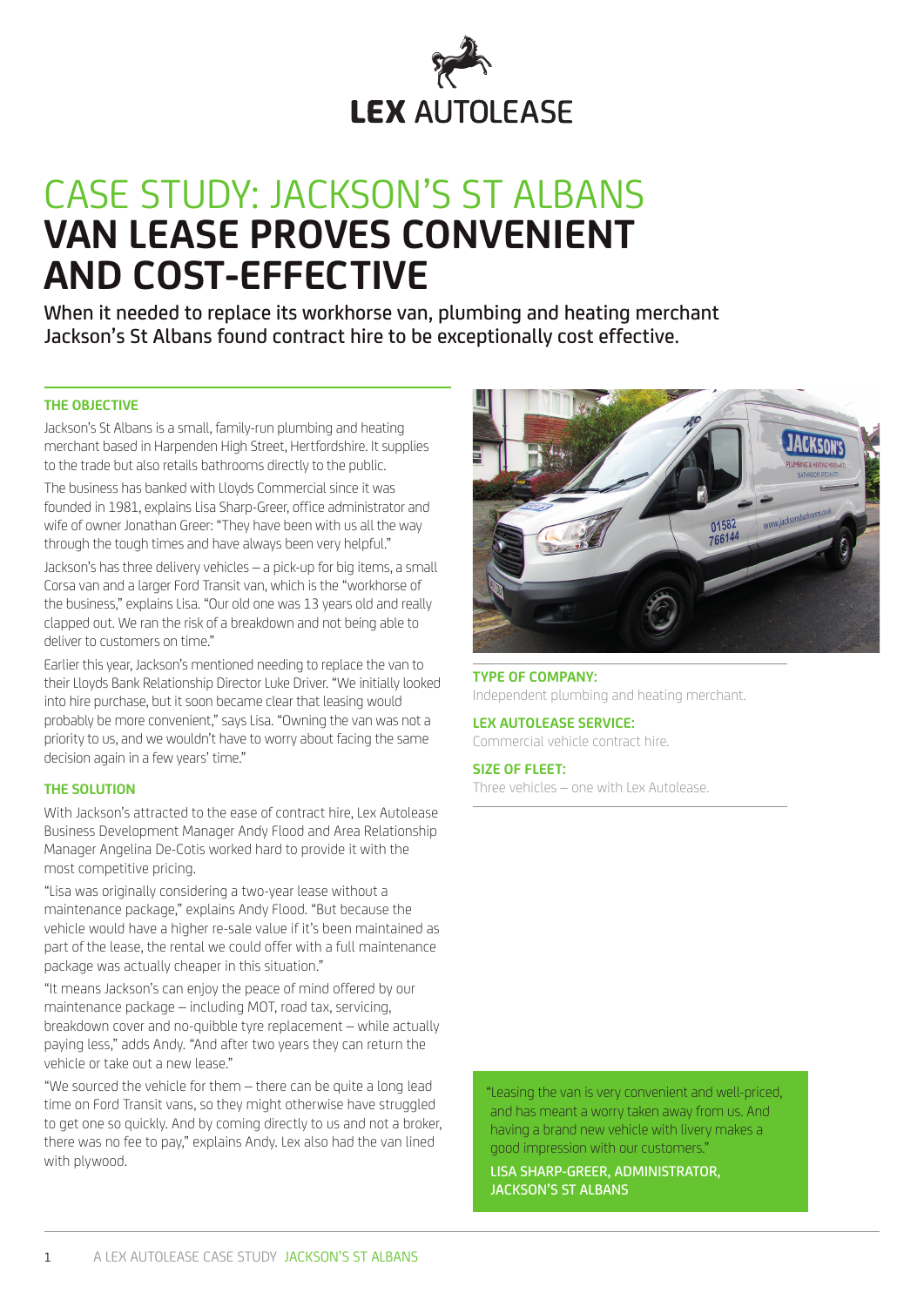LEX AUTOLEASE

# CASE STUDY: JACKSON'S ST ALBANS
# VAN LEASE PROVES CONVENIENT AND COST-EFFECTIVE

When it needed to replace its workhorse van, plumbing and heating merchant Jackson's St Albans found contract hire to be exceptionally cost effective.

### THE OBJECTIVE

Jackson's St Albans is a small, family-run plumbing and heating merchant based in Harpenden High Street, Hertfordshire. It supplies to the trade but also retails bathrooms directly to the public.

The business has banked with Lloyds Commercial since it was founded in 1981, explains Lisa Sharp-Greer, office administrator and wife of owner Jonathan Greer: "They have been with us all the way through the tough times and have always been very helpful."

Jackson's has three delivery vehicles – a pick-up for big items, a small Corsa van and a larger Ford Transit van, which is the "workhorse of the business," explains Lisa. "Our old one was 13 years old and really clapped out. We ran the risk of a breakdown and not being able to deliver to customers on time."

Earlier this year, Jackson's mentioned needing to replace the van to their Lloyds Bank Relationship Director Luke Driver. "We initially looked into hire purchase, but it soon became clear that leasing would probably be more convenient," says Lisa. "Owning the van was not a priority to us, and we wouldn't have to worry about facing the same decision again in a few years' time."

### THE SOLUTION

With Jackson's attracted to the ease of contract hire, Lex Autolease Business Development Manager Andy Flood and Area Relationship Manager Angelina De-Cotis worked hard to provide it with the most competitive pricing.

"Lisa was originally considering a two-year lease without a maintenance package," explains Andy Flood. "But because the vehicle would have a higher re-sale value if it's been maintained as part of the lease, the rental we could offer with a full maintenance package was actually cheaper in this situation."

"It means Jackson's can enjoy the peace of mind offered by our maintenance package – including MOT, road tax, servicing, breakdown cover and no-quibble tyre replacement – while actually paying less," adds Andy. "And after two years they can return the vehicle or take out a new lease."

"We sourced the vehicle for them – there can be quite a long lead time on Ford Transit vans, so they might otherwise have struggled to get one so quickly. And by coming directly to us and not a broker, there was no fee to pay," explains Andy. Lex also had the van lined with plywood.

**TYPE OF COMPANY:**
Independent plumbing and heating merchant.

**LEX AUTOLEASE SERVICE:**
Commercial vehicle contract hire.

**SIZE OF FLEET:**
Three vehicles – one with Lex Autolease.

> "Leasing the van is very convenient and well-priced, and has meant a worry taken away from us. And having a brand new vehicle with livery makes a good impression with our customers."
>
> LISA SHARP-GREER, ADMINISTRATOR, JACKSON'S ST ALBANS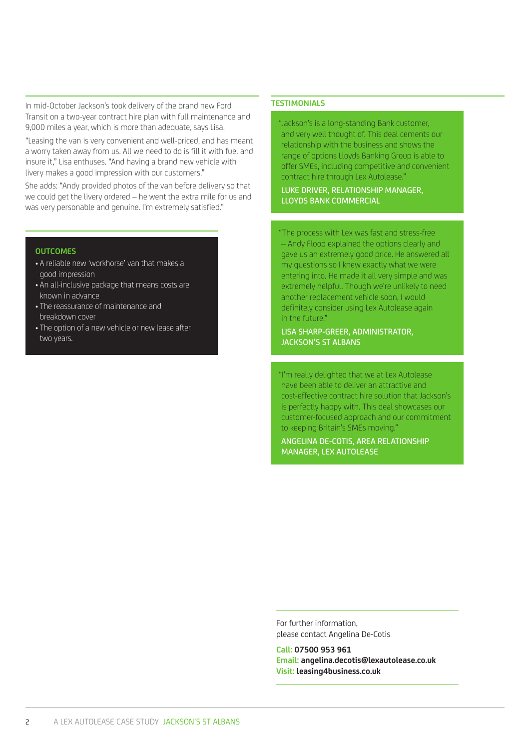In mid-October Jackson's took delivery of the brand new Ford Transit on a two-year contract hire plan with full maintenance and 9,000 miles a year, which is more than adequate, says Lisa.

"Leasing the van is very convenient and well-priced, and has meant a worry taken away from us. All we need to do is fill it with fuel and insure it," Lisa enthuses. "And having a brand new vehicle with livery makes a good impression with our customers."

She adds: "Andy provided photos of the van before delivery so that we could get the livery ordered – he went the extra mile for us and was very personable and genuine. I'm extremely satisfied."

## OUTCOMES

- A reliable new 'workhorse' van that makes a good impression
- An all-inclusive package that means costs are known in advance
- The reassurance of maintenance and breakdown cover
- The option of a new vehicle or new lease after two years.

## TESTIMONIALS

"Jackson's is a long-standing Bank customer, and very well thought of. This deal cements our relationship with the business and shows the range of options Lloyds Banking Group is able to offer SMEs, including competitive and convenient contract hire through Lex Autolease."

LUKE DRIVER, RELATIONSHIP MANAGER, LLOYDS BANK COMMERCIAL

"The process with Lex was fast and stress-free – Andy Flood explained the options clearly and gave us an extremely good price. He answered all my questions so I knew exactly what we were entering into. He made it all very simple and was extremely helpful. Though we're unlikely to need another replacement vehicle soon, I would definitely consider using Lex Autolease again in the future."

LISA SHARP-GREER, ADMINISTRATOR, JACKSON'S ST ALBANS

"I'm really delighted that we at Lex Autolease have been able to deliver an attractive and cost-effective contract hire solution that Jackson's is perfectly happy with. This deal showcases our customer-focused approach and our commitment to keeping Britain's SMEs moving."

ANGELINA DE-COTIS, AREA RELATIONSHIP MANAGER, LEX AUTOLEASE

For further information, please contact Angelina De-Cotis

**Call:** **07500 953 961**
**Email:** **angelina.decotis@lexautolease.co.uk**
**Visit:** **leasing4business.co.uk**